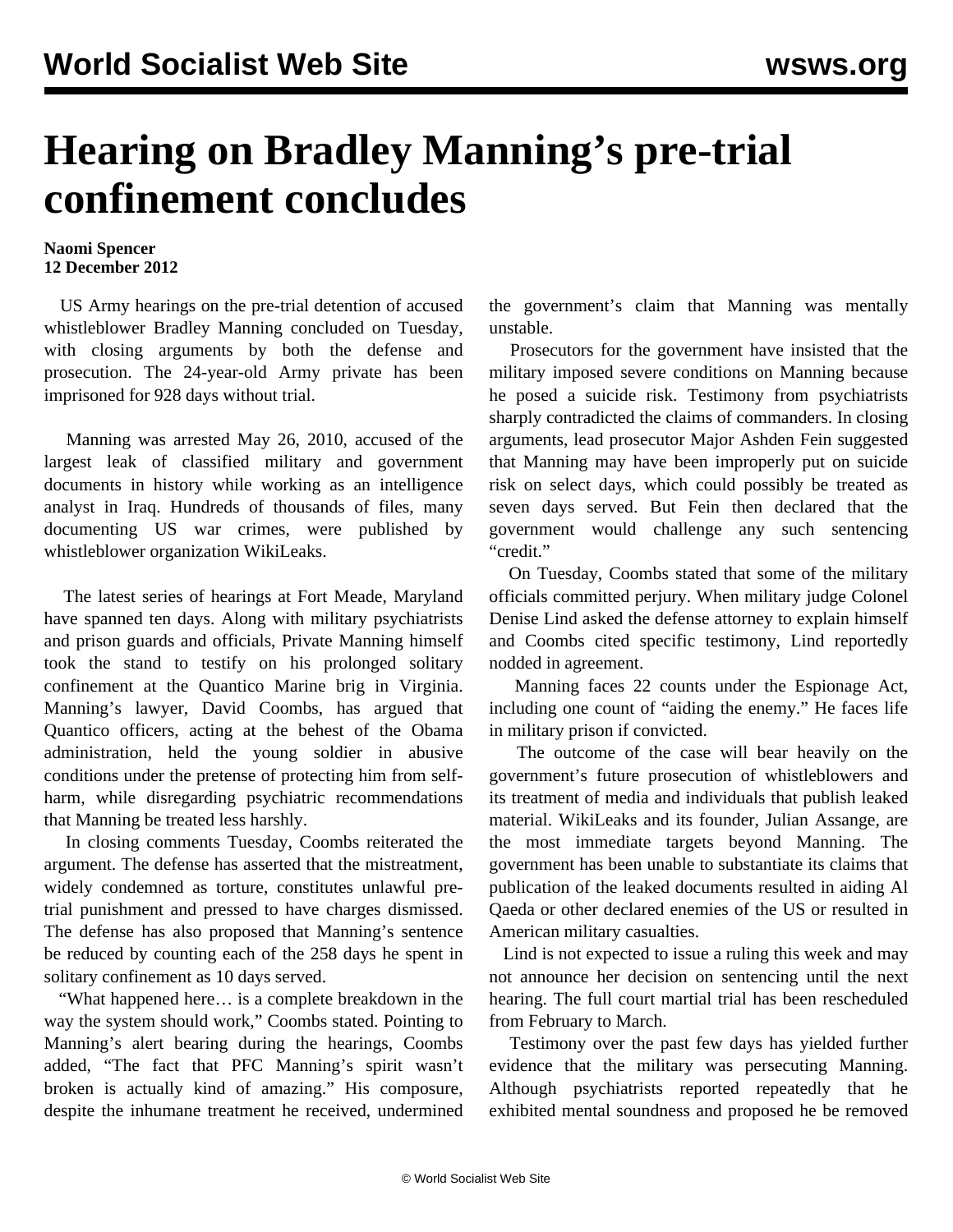# Hearing on Bradley Manning's pre-trial confinement concludes

**Naomi Spencer**
**12 December 2012**

US Army hearings on the pre-trial detention of accused whistleblower Bradley Manning concluded on Tuesday, with closing arguments by both the defense and prosecution. The 24-year-old Army private has been imprisoned for 928 days without trial.

Manning was arrested May 26, 2010, accused of the largest leak of classified military and government documents in history while working as an intelligence analyst in Iraq. Hundreds of thousands of files, many documenting US war crimes, were published by whistleblower organization WikiLeaks.

The latest series of hearings at Fort Meade, Maryland have spanned ten days. Along with military psychiatrists and prison guards and officials, Private Manning himself took the stand to testify on his prolonged solitary confinement at the Quantico Marine brig in Virginia. Manning's lawyer, David Coombs, has argued that Quantico officers, acting at the behest of the Obama administration, held the young soldier in abusive conditions under the pretense of protecting him from self-harm, while disregarding psychiatric recommendations that Manning be treated less harshly.

In closing comments Tuesday, Coombs reiterated the argument. The defense has asserted that the mistreatment, widely condemned as torture, constitutes unlawful pre-trial punishment and pressed to have charges dismissed. The defense has also proposed that Manning's sentence be reduced by counting each of the 258 days he spent in solitary confinement as 10 days served.

"What happened here… is a complete breakdown in the way the system should work," Coombs stated. Pointing to Manning's alert bearing during the hearings, Coombs added, "The fact that PFC Manning's spirit wasn't broken is actually kind of amazing." His composure, despite the inhumane treatment he received, undermined the government's claim that Manning was mentally unstable.

Prosecutors for the government have insisted that the military imposed severe conditions on Manning because he posed a suicide risk. Testimony from psychiatrists sharply contradicted the claims of commanders. In closing arguments, lead prosecutor Major Ashden Fein suggested that Manning may have been improperly put on suicide risk on select days, which could possibly be treated as seven days served. But Fein then declared that the government would challenge any such sentencing "credit."

On Tuesday, Coombs stated that some of the military officials committed perjury. When military judge Colonel Denise Lind asked the defense attorney to explain himself and Coombs cited specific testimony, Lind reportedly nodded in agreement.

Manning faces 22 counts under the Espionage Act, including one count of "aiding the enemy." He faces life in military prison if convicted.

The outcome of the case will bear heavily on the government's future prosecution of whistleblowers and its treatment of media and individuals that publish leaked material. WikiLeaks and its founder, Julian Assange, are the most immediate targets beyond Manning. The government has been unable to substantiate its claims that publication of the leaked documents resulted in aiding Al Qaeda or other declared enemies of the US or resulted in American military casualties.

Lind is not expected to issue a ruling this week and may not announce her decision on sentencing until the next hearing. The full court martial trial has been rescheduled from February to March.

Testimony over the past few days has yielded further evidence that the military was persecuting Manning. Although psychiatrists reported repeatedly that he exhibited mental soundness and proposed he be removed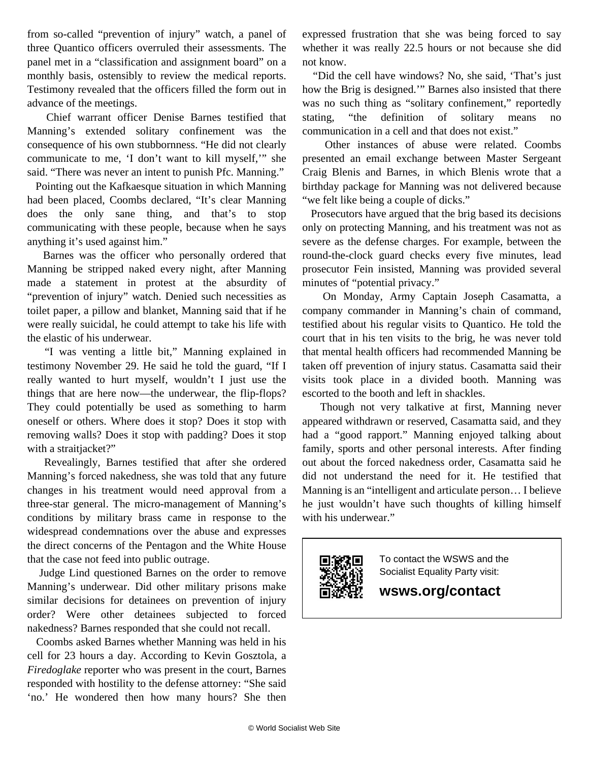from so-called "prevention of injury" watch, a panel of three Quantico officers overruled their assessments. The panel met in a "classification and assignment board" on a monthly basis, ostensibly to review the medical reports. Testimony revealed that the officers filled the form out in advance of the meetings.

Chief warrant officer Denise Barnes testified that Manning's extended solitary confinement was the consequence of his own stubbornness. "He did not clearly communicate to me, 'I don't want to kill myself,'" she said. "There was never an intent to punish Pfc. Manning."

Pointing out the Kafkaesque situation in which Manning had been placed, Coombs declared, "It's clear Manning does the only sane thing, and that's to stop communicating with these people, because when he says anything it's used against him."

Barnes was the officer who personally ordered that Manning be stripped naked every night, after Manning made a statement in protest at the absurdity of "prevention of injury" watch. Denied such necessities as toilet paper, a pillow and blanket, Manning said that if he were really suicidal, he could attempt to take his life with the elastic of his underwear.

"I was venting a little bit," Manning explained in testimony November 29. He said he told the guard, "If I really wanted to hurt myself, wouldn't I just use the things that are here now—the underwear, the flip-flops? They could potentially be used as something to harm oneself or others. Where does it stop? Does it stop with removing walls? Does it stop with padding? Does it stop with a straitjacket?"

Revealingly, Barnes testified that after she ordered Manning's forced nakedness, she was told that any future changes in his treatment would need approval from a three-star general. The micro-management of Manning's conditions by military brass came in response to the widespread condemnations over the abuse and expresses the direct concerns of the Pentagon and the White House that the case not feed into public outrage.

Judge Lind questioned Barnes on the order to remove Manning's underwear. Did other military prisons make similar decisions for detainees on prevention of injury order? Were other detainees subjected to forced nakedness? Barnes responded that she could not recall.

Coombs asked Barnes whether Manning was held in his cell for 23 hours a day. According to Kevin Gosztola, a *Firedoglake* reporter who was present in the court, Barnes responded with hostility to the defense attorney: "She said 'no.' He wondered then how many hours? She then expressed frustration that she was being forced to say whether it was really 22.5 hours or not because she did not know.

"Did the cell have windows? No, she said, 'That's just how the Brig is designed.'" Barnes also insisted that there was no such thing as "solitary confinement," reportedly stating, "the definition of solitary means no communication in a cell and that does not exist."

Other instances of abuse were related. Coombs presented an email exchange between Master Sergeant Craig Blenis and Barnes, in which Blenis wrote that a birthday package for Manning was not delivered because "we felt like being a couple of dicks."

Prosecutors have argued that the brig based its decisions only on protecting Manning, and his treatment was not as severe as the defense charges. For example, between the round-the-clock guard checks every five minutes, lead prosecutor Fein insisted, Manning was provided several minutes of "potential privacy."

On Monday, Army Captain Joseph Casamatta, a company commander in Manning's chain of command, testified about his regular visits to Quantico. He told the court that in his ten visits to the brig, he was never told that mental health officers had recommended Manning be taken off prevention of injury status. Casamatta said their visits took place in a divided booth. Manning was escorted to the booth and left in shackles.

Though not very talkative at first, Manning never appeared withdrawn or reserved, Casamatta said, and they had a "good rapport." Manning enjoyed talking about family, sports and other personal interests. After finding out about the forced nakedness order, Casamatta said he did not understand the need for it. He testified that Manning is an "intelligent and articulate person… I believe he just wouldn't have such thoughts of killing himself with his underwear."

To contact the WSWS and the Socialist Equality Party visit:

**wsws.org/contact**